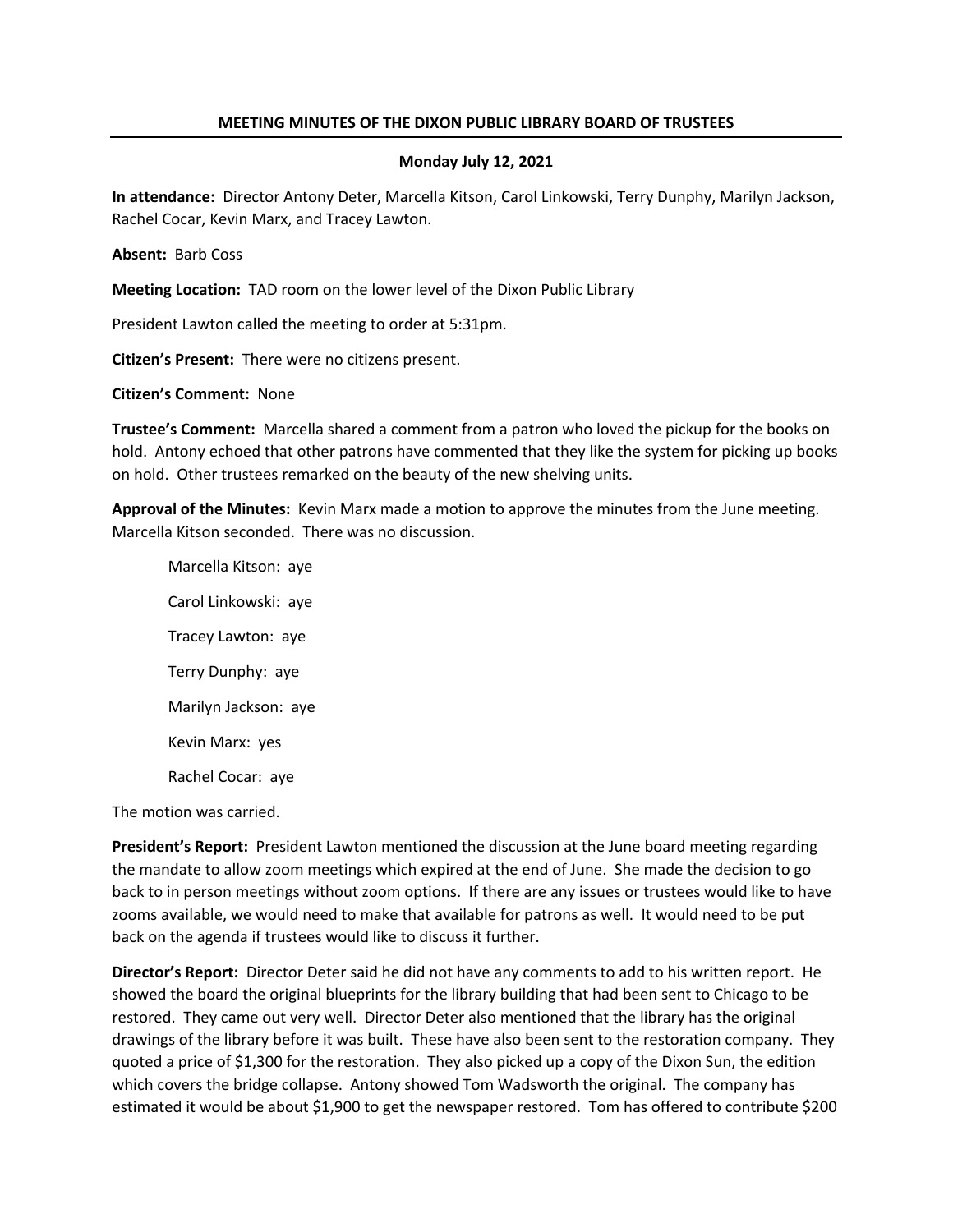# MEETING MINUTES OF THE DIXON PUBLIC LIBRARY BOARD OF TRUSTEES

**Monday July 12, 2021**

**In attendance:** Director Antony Deter, Marcella Kitson, Carol Linkowski, Terry Dunphy, Marilyn Jackson, Rachel Cocar, Kevin Marx, and Tracey Lawton.

**Absent:** Barb Coss

**Meeting Location:** TAD room on the lower level of the Dixon Public Library

President Lawton called the meeting to order at 5:31pm.

**Citizen's Present:** There were no citizens present.

**Citizen's Comment:** None

**Trustee's Comment:** Marcella shared a comment from a patron who loved the pickup for the books on hold. Antony echoed that other patrons have commented that they like the system for picking up books on hold. Other trustees remarked on the beauty of the new shelving units.

**Approval of the Minutes:** Kevin Marx made a motion to approve the minutes from the June meeting. Marcella Kitson seconded. There was no discussion.

Marcella Kitson: aye

Carol Linkowski: aye

Tracey Lawton: aye

Terry Dunphy: aye

Marilyn Jackson: aye

Kevin Marx: yes

Rachel Cocar: aye

The motion was carried.

**President's Report:** President Lawton mentioned the discussion at the June board meeting regarding the mandate to allow zoom meetings which expired at the end of June. She made the decision to go back to in person meetings without zoom options. If there are any issues or trustees would like to have zooms available, we would need to make that available for patrons as well. It would need to be put back on the agenda if trustees would like to discuss it further.

**Director's Report:** Director Deter said he did not have any comments to add to his written report. He showed the board the original blueprints for the library building that had been sent to Chicago to be restored. They came out very well. Director Deter also mentioned that the library has the original drawings of the library before it was built. These have also been sent to the restoration company. They quoted a price of $1,300 for the restoration. They also picked up a copy of the Dixon Sun, the edition which covers the bridge collapse. Antony showed Tom Wadsworth the original. The company has estimated it would be about $1,900 to get the newspaper restored. Tom has offered to contribute $200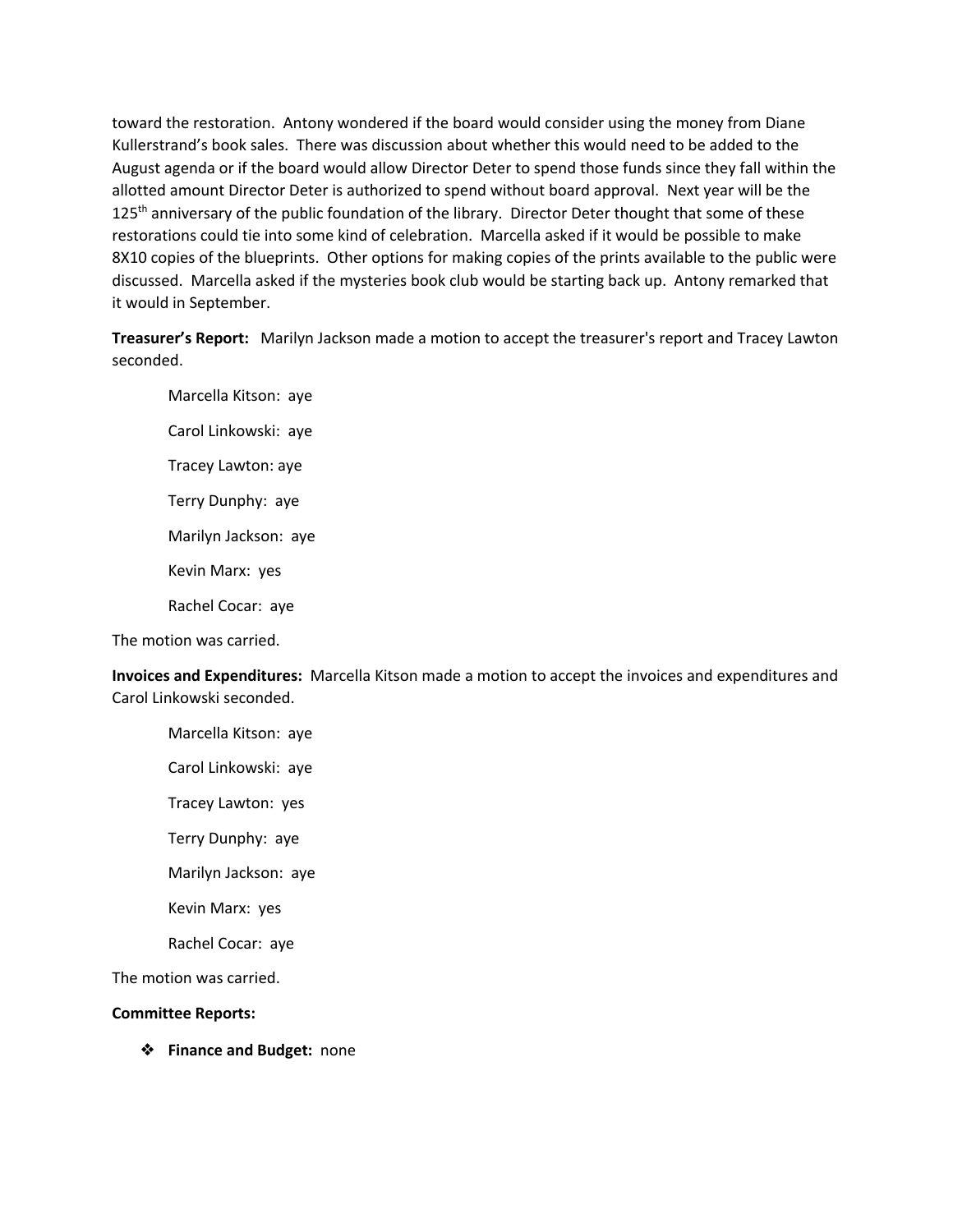toward the restoration. Antony wondered if the board would consider using the money from Diane Kullerstrand's book sales. There was discussion about whether this would need to be added to the August agenda or if the board would allow Director Deter to spend those funds since they fall within the allotted amount Director Deter is authorized to spend without board approval. Next year will be the 125th anniversary of the public foundation of the library. Director Deter thought that some of these restorations could tie into some kind of celebration. Marcella asked if it would be possible to make 8X10 copies of the blueprints. Other options for making copies of the prints available to the public were discussed. Marcella asked if the mysteries book club would be starting back up. Antony remarked that it would in September.

**Treasurer's Report:** Marilyn Jackson made a motion to accept the treasurer's report and Tracey Lawton seconded.

Marcella Kitson: aye

Carol Linkowski: aye

Tracey Lawton: aye

Terry Dunphy: aye

Marilyn Jackson: aye

Kevin Marx: yes

Rachel Cocar: aye

The motion was carried.

**Invoices and Expenditures:** Marcella Kitson made a motion to accept the invoices and expenditures and Carol Linkowski seconded.

Marcella Kitson: aye

Carol Linkowski: aye

Tracey Lawton: yes

Terry Dunphy: aye

Marilyn Jackson: aye

Kevin Marx: yes

Rachel Cocar: aye

The motion was carried.

**Committee Reports:**

- **Finance and Budget:** none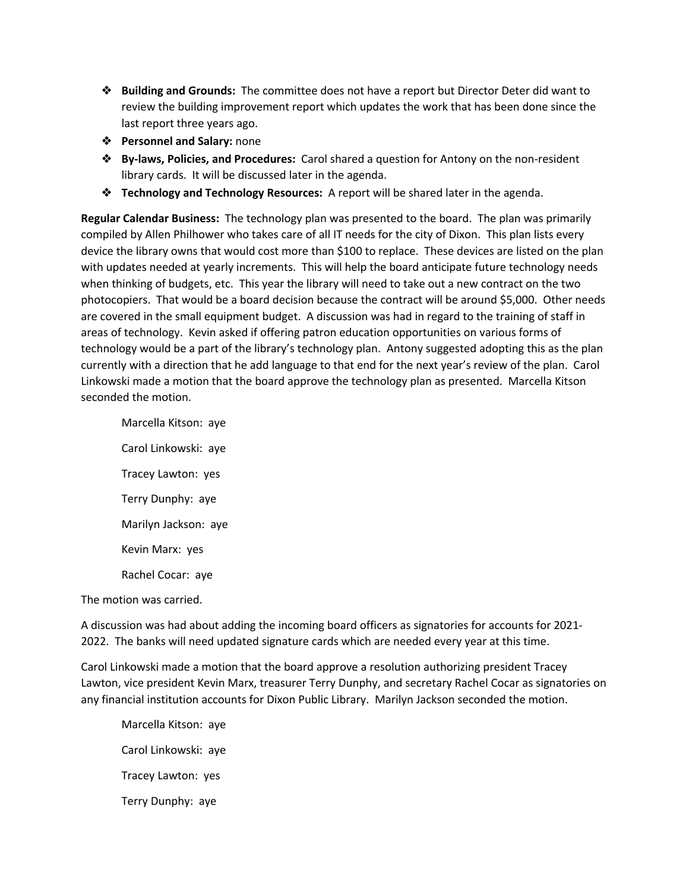- **Building and Grounds:** The committee does not have a report but Director Deter did want to review the building improvement report which updates the work that has been done since the last report three years ago.
- **Personnel and Salary:** none
- **By-laws, Policies, and Procedures:** Carol shared a question for Antony on the non-resident library cards. It will be discussed later in the agenda.
- **Technology and Technology Resources:** A report will be shared later in the agenda.

**Regular Calendar Business:** The technology plan was presented to the board. The plan was primarily compiled by Allen Philhower who takes care of all IT needs for the city of Dixon. This plan lists every device the library owns that would cost more than $100 to replace. These devices are listed on the plan with updates needed at yearly increments. This will help the board anticipate future technology needs when thinking of budgets, etc. This year the library will need to take out a new contract on the two photocopiers. That would be a board decision because the contract will be around $5,000. Other needs are covered in the small equipment budget. A discussion was had in regard to the training of staff in areas of technology. Kevin asked if offering patron education opportunities on various forms of technology would be a part of the library's technology plan. Antony suggested adopting this as the plan currently with a direction that he add language to that end for the next year's review of the plan. Carol Linkowski made a motion that the board approve the technology plan as presented. Marcella Kitson seconded the motion.

Marcella Kitson: aye

Carol Linkowski: aye

Tracey Lawton: yes

Terry Dunphy: aye

Marilyn Jackson: aye

Kevin Marx: yes

Rachel Cocar: aye

The motion was carried.

A discussion was had about adding the incoming board officers as signatories for accounts for 2021-2022. The banks will need updated signature cards which are needed every year at this time.

Carol Linkowski made a motion that the board approve a resolution authorizing president Tracey Lawton, vice president Kevin Marx, treasurer Terry Dunphy, and secretary Rachel Cocar as signatories on any financial institution accounts for Dixon Public Library. Marilyn Jackson seconded the motion.

Marcella Kitson: aye

Carol Linkowski: aye

Tracey Lawton: yes

Terry Dunphy: aye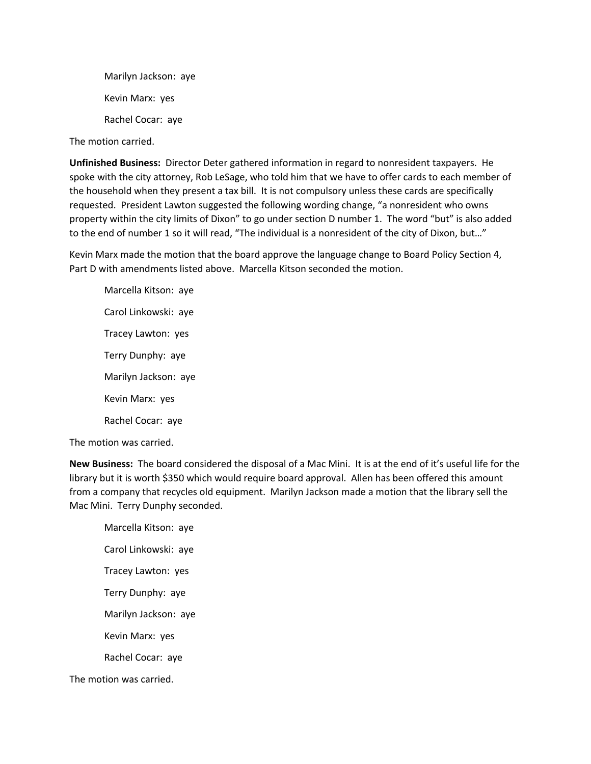Marilyn Jackson: aye

Kevin Marx: yes

Rachel Cocar: aye

The motion carried.

**Unfinished Business:** Director Deter gathered information in regard to nonresident taxpayers. He spoke with the city attorney, Rob LeSage, who told him that we have to offer cards to each member of the household when they present a tax bill. It is not compulsory unless these cards are specifically requested. President Lawton suggested the following wording change, "a nonresident who owns property within the city limits of Dixon" to go under section D number 1. The word "but" is also added to the end of number 1 so it will read, "The individual is a nonresident of the city of Dixon, but…"

Kevin Marx made the motion that the board approve the language change to Board Policy Section 4, Part D with amendments listed above. Marcella Kitson seconded the motion.

Marcella Kitson: aye

Carol Linkowski: aye

Tracey Lawton: yes

Terry Dunphy: aye

Marilyn Jackson: aye

Kevin Marx: yes

Rachel Cocar: aye

The motion was carried.

**New Business:** The board considered the disposal of a Mac Mini. It is at the end of it's useful life for the library but it is worth $350 which would require board approval. Allen has been offered this amount from a company that recycles old equipment. Marilyn Jackson made a motion that the library sell the Mac Mini. Terry Dunphy seconded.

Marcella Kitson: aye

Carol Linkowski: aye

Tracey Lawton: yes

Terry Dunphy: aye

Marilyn Jackson: aye

Kevin Marx: yes

Rachel Cocar: aye

The motion was carried.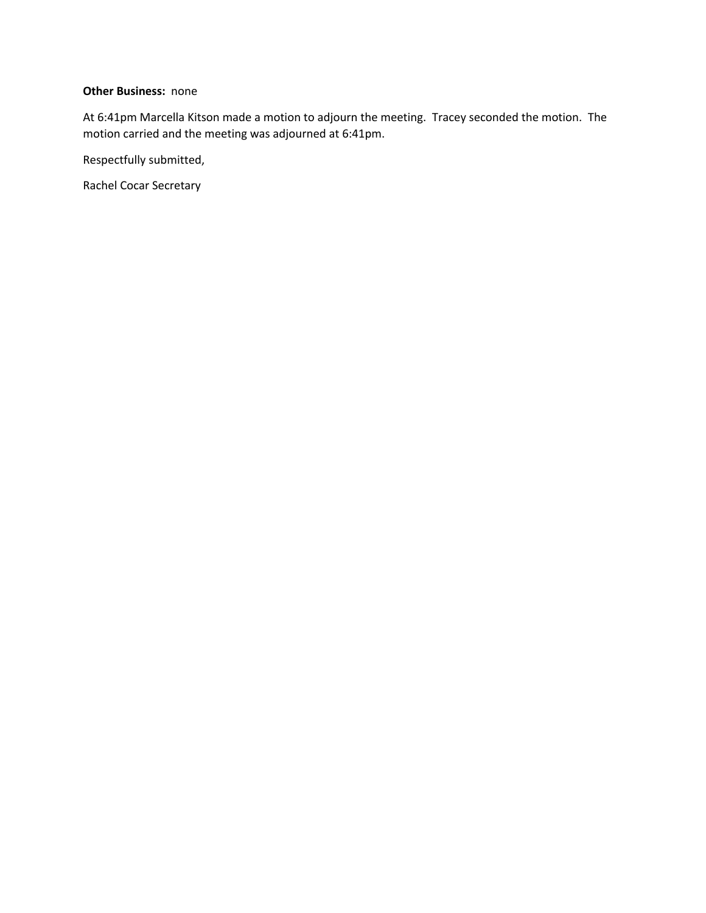**Other Business:** none

At 6:41pm Marcella Kitson made a motion to adjourn the meeting. Tracey seconded the motion. The motion carried and the meeting was adjourned at 6:41pm.

Respectfully submitted,

Rachel Cocar Secretary